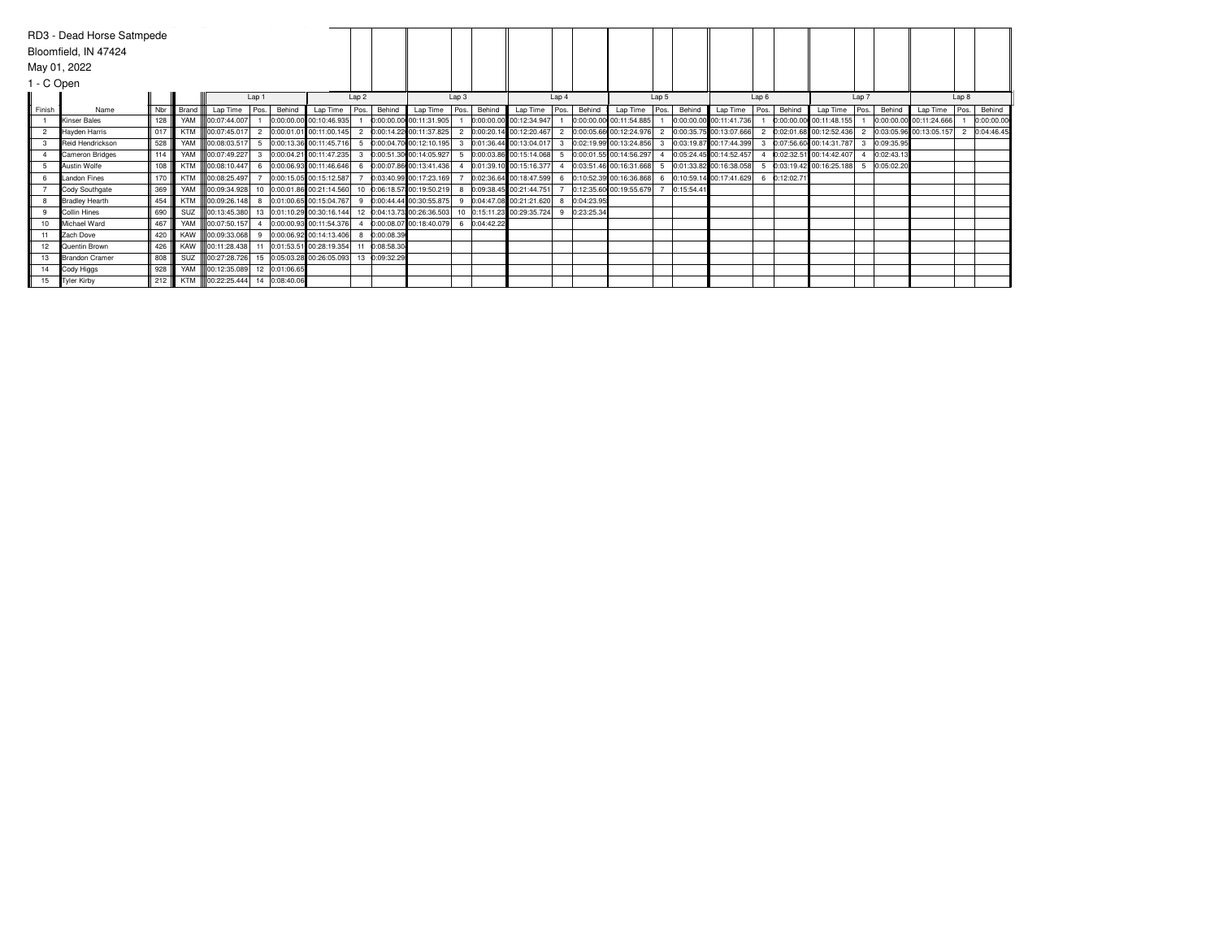RD3 - Dead Horse Satmpede

Bloomfield, IN 47424

May 01, 2022

1 - C Open

| Finish | Name | Nbr | Brand | Lap 1 | | | Lap 2 | | | Lap 3 | | | Lap 4 | | | Lap 5 | | | Lap 6 | | | Lap 7 | | | Lap 8 | | |
|---|---|---|---|---|---|---|---|---|---|---|---|---|---|---|---|---|---|---|---|---|---|---|---|---|---|---|---|
| | | | | Lap Time | Pos. | Behind | Lap Time | Pos. | Behind | Lap Time | Pos. | Behind | Lap Time | Pos. | Behind | Lap Time | Pos. | Behind | Lap Time | Pos. | Behind | Lap Time | Pos. | Behind | Lap Time | Pos. | Behind |
| 1 | Kinser Bales | 128 | YAM | 00:07:44.007 | 1 | 0:00:00.00 | 00:10:46.935 | 1 | 0:00:00.00 | 00:11:31.905 | 1 | 0:00:00.00 | 00:12:34.947 | 1 | 0:00:00.00 | 00:11:54.885 | 1 | 0:00:00.00 | 00:11:41.736 | 1 | 0:00:00.00 | 00:11:48.155 | 1 | 0:00:00.00 | 00:11:24.666 | 1 | 0:00:00.00 |
| 2 | Hayden Harris | 017 | KTM | 00:07:45.017 | 2 | 0:00:01.01 | 00:11:00.145 | 2 | 0:00:14.22 | 00:11:37.825 | 2 | 0:00:20.14 | 00:12:20.467 | 2 | 0:00:05.66 | 00:12:24.976 | 2 | 0:00:35.75 | 00:13:07.666 | 2 | 0:02:01.68 | 00:12:52.436 | 2 | 0:03:05.96 | 00:13:05.157 | 2 | 0:04:46.45 |
| 3 | Reid Hendrickson | 528 | YAM | 00:08:03.517 | 5 | 0:00:13.36 | 00:11:45.716 | 5 | 0:00:04.70 | 00:12:10.195 | 3 | 0:01:36.44 | 00:13:04.017 | 3 | 0:02:19.99 | 00:13:24.856 | 3 | 0:03:19.87 | 00:17:44.399 | 3 | 0:07:56.60 | 00:14:31.787 | 3 | 0:09:35.95 | | | |
| 4 | Cameron Bridges | 114 | YAM | 00:07:49.227 | 3 | 0:00:04.21 | 00:11:47.235 | 3 | 0:00:51.30 | 00:14:05.927 | 5 | 0:00:03.86 | 00:15:14.068 | 5 | 0:00:01.55 | 00:14:56.297 | 4 | 0:05:24.45 | 00:14:52.457 | 4 | 0:02:32.51 | 00:14:42.407 | 4 | 0:02:43.13 | | | |
| 5 | Austin Wolfe | 108 | KTM | 00:08:10.447 | 6 | 0:00:06.93 | 00:11:46.646 | 6 | 0:00:07.86 | 00:13:41.436 | 4 | 0:01:39.10 | 00:15:16.377 | 4 | 0:03:51.46 | 00:16:31.668 | 5 | 0:01:33.82 | 00:16:38.058 | 5 | 0:03:19.42 | 00:16:25.188 | 5 | 0:05:02.20 | | | |
| 6 | Landon Fines | 170 | KTM | 00:08:25.497 | 7 | 0:00:15.05 | 00:15:12.587 | 7 | 0:03:40.99 | 00:17:23.169 | 7 | 0:02:36.64 | 00:18:47.599 | 6 | 0:10:52.39 | 00:16:36.868 | 6 | 0:10:59.14 | 00:17:41.629 | 6 | 0:12:02.71 | | | | | | |
| 7 | Cody Southgate | 369 | YAM | 00:09:34.928 | 10 | 0:00:01.86 | 00:21:14.560 | 10 | 0:06:18.57 | 00:19:50.219 | 8 | 0:09:38.45 | 00:21:44.751 | 7 | 0:12:35.60 | 00:19:55.679 | 7 | 0:15:54.41 | | | | | | | | | |
| 8 | Bradley Hearth | 454 | KTM | 00:09:26.148 | 8 | 0:01:00.65 | 00:15:04.767 | 9 | 0:00:44.44 | 00:30:55.875 | 9 | 0:04:47.08 | 00:21:21.620 | 8 | 0:04:23.95 | | | | | | | | | | | | |
| 9 | Collin Hines | 690 | SUZ | 00:13:45.380 | 13 | 0:01:10.29 | 00:30:16.144 | 12 | 0:04:13.73 | 00:26:36.503 | 10 | 0:15:11.23 | 00:29:35.724 | 9 | 0:23:25.34 | | | | | | | | | | | | |
| 10 | Michael Ward | 467 | YAM | 00:07:50.157 | 4 | 0:00:00.93 | 00:11:54.376 | 4 | 0:00:08.07 | 00:18:40.079 | 6 | 0:04:42.22 | | | | | | | | | | | | | | | |
| 11 | Zach Dove | 420 | KAW | 00:09:33.068 | 9 | 0:00:06.92 | 00:14:13.406 | 8 | 0:00:08.39 | | | | | | | | | | | | | | | | | | |
| 12 | Quentin Brown | 426 | KAW | 00:11:28.438 | 11 | 0:01:53.51 | 00:28:19.354 | 11 | 0:08:58.30 | | | | | | | | | | | | | | | | | | |
| 13 | Brandon Cramer | 808 | SUZ | 00:27:28.726 | 15 | 0:05:03.28 | 00:26:05.093 | 13 | 0:09:32.29 | | | | | | | | | | | | | | | | | | |
| 14 | Cody Higgs | 928 | YAM | 00:12:35.089 | 12 | 0:01:06.65 | | | | | | | | | | | | | | | | | | | | | |
| 15 | Tyler Kirby | 212 | KTM | 00:22:25.444 | 14 | 0:08:40.06 | | | | | | | | | | | | | | | | | | | | | |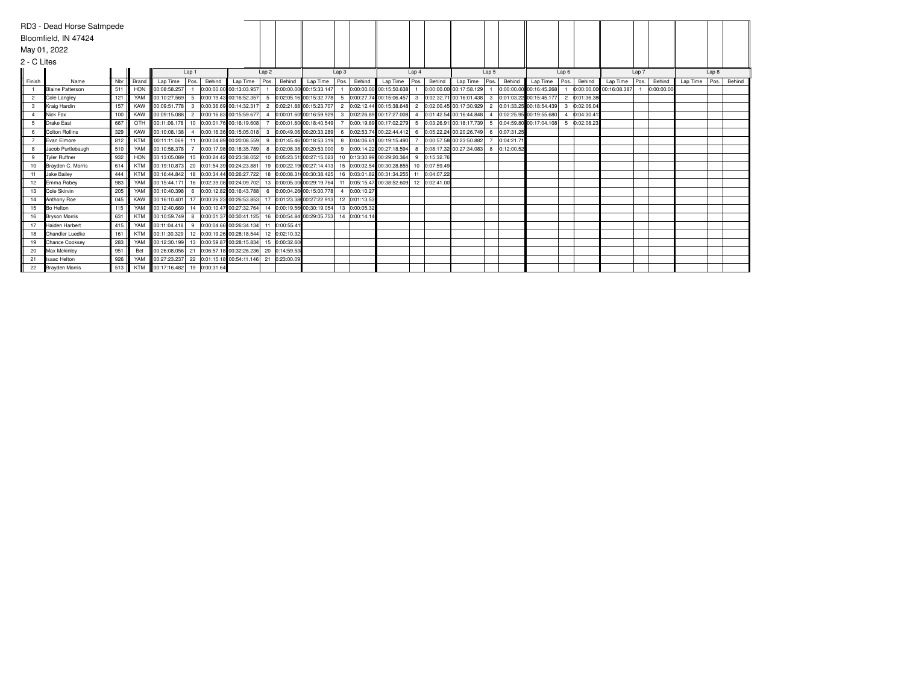RD3 - Dead Horse Satmpede

Bloomfield, IN 47424

May 01, 2022

2 - C Lites

| Finish | Name | Nbr | Brand | Lap 1 | | | Lap 2 | | | Lap 3 | | | Lap 4 | | | Lap 5 | | | Lap 6 | | | Lap 7 | | | Lap 8 | | |
|---|---|---|---|---|---|---|---|---|---|---|---|---|---|---|---|---|---|---|---|---|---|---|---|---|---|---|---|
| | | | | Lap Time | Pos. | Behind | Lap Time | Pos. | Behind | Lap Time | Pos. | Behind | Lap Time | Pos. | Behind | Lap Time | Pos. | Behind | Lap Time | Pos. | Behind | Lap Time | Pos. | Behind | Lap Time | Pos. | Behind |
| 1 | Blaine Patterson | 511 | HON | 00:08:58.257 | 1 | 0:00:00.00 | 00:13:03.957 | 1 | 0:00:00.00 | 00:15:33.147 | 1 | 0:00:00.00 | 00:15:50.638 | 1 | 0:00:00.00 | 00:17:58.129 | 1 | 0:00:00.00 | 00:16:45.268 | 1 | 0:00:00.00 | 00:16:08.387 | 1 | 0:00:00.00 | | | |
| 2 | Cole Langley | 121 | YAM | 00:10:27.569 | 5 | 0:00:19.43 | 00:16:52.357 | 5 | 0:02:05.16 | 00:15:32.778 | 5 | 0:00:27.74 | 00:15:06.457 | 3 | 0:02:32.71 | 00:16:01.438 | 3 | 0:01:03.22 | 00:15:45.177 | 2 | 0:01:36.38 | | | | | | |
| 3 | Kraig Hardin | 157 | KAW | 00:09:51.778 | 3 | 0:00:36.69 | 00:14:32.317 | 2 | 0:02:21.88 | 00:15:23.707 | 2 | 0:02:12.44 | 00:15:38.648 | 2 | 0:02:00.45 | 00:17:30.929 | 2 | 0:01:33.25 | 00:18:54.439 | 3 | 0:02:06.04 | | | | | | |
| 4 | Nick Fox | 100 | KAW | 00:09:15.088 | 2 | 0:00:16.83 | 00:15:59.677 | 4 | 0:00:01.60 | 00:16:59.929 | 3 | 0:02:26.89 | 00:17:27.008 | 4 | 0:01:42.54 | 00:16:44.848 | 4 | 0:02:25.95 | 00:19:55.680 | 4 | 0:04:30.41 | | | | | | |
| 5 | Drake East | 667 | OTH | 00:11:06.178 | 10 | 0:00:01.76 | 00:16:19.608 | 7 | 0:00:01.60 | 00:18:40.549 | 7 | 0:00:19.89 | 00:17:02.279 | 5 | 0:03:26.91 | 00:18:17.739 | 5 | 0:04:59.80 | 00:17:04.108 | 5 | 0:02:08.23 | | | | | | |
| 6 | Colton Rollins | 329 | KAW | 00:10:08.138 | 4 | 0:00:16.36 | 00:15:05.018 | 3 | 0:00:49.06 | 00:20:33.289 | 6 | 0:02:53.74 | 00:22:44.412 | 6 | 0:05:22.24 | 00:20:26.749 | 6 | 0:07:31.25 | | | | | | | | | |
| 7 | Evan Elmore | 812 | KTM | 00:11:11.069 | 11 | 0:00:04.89 | 00:20:08.559 | 9 | 0:01:45.46 | 00:18:53.319 | 8 | 0:04:06.61 | 00:19:15.490 | 7 | 0:00:57.58 | 00:23:50.882 | 7 | 0:04:21.71 | | | | | | | | | |
| 8 | Jacob Purtlebaugh | 510 | YAM | 00:10:58.378 | 7 | 0:00:17.98 | 00:18:35.789 | 8 | 0:02:08.38 | 00:20:53.000 | 9 | 0:00:14.22 | 00:27:18.594 | 8 | 0:08:17.32 | 00:27:34.083 | 8 | 0:12:00.52 | | | | | | | | | |
| 9 | Tyler Ruffner | 932 | HON | 00:13:05.089 | 15 | 0:00:24.42 | 00:23:38.052 | 10 | 0:05:23.51 | 00:27:15.023 | 10 | 0:13:30.99 | 00:29:20.364 | 9 | 0:15:32.76 | | | | | | | | | | | | |
| 10 | Brayden C. Morris | 614 | KTM | 00:19:10.873 | 20 | 0:01:54.39 | 00:24:23.881 | 19 | 0:00:22.19 | 00:27:14.413 | 15 | 0:00:02.54 | 00:30:28.855 | 10 | 0:07:59.49 | | | | | | | | | | | | |
| 11 | Jake Bailey | 444 | KTM | 00:16:44.842 | 18 | 0:00:34.44 | 00:26:27.722 | 18 | 0:00:08.31 | 00:30:38.425 | 16 | 0:03:01.82 | 00:31:34.255 | 11 | 0:04:07.22 | | | | | | | | | | | | |
| 12 | Emma Robey | 983 | YAM | 00:15:44.171 | 16 | 0:02:39.08 | 00:24:09.702 | 13 | 0:00:05.00 | 00:29:19.764 | 11 | 0:05:15.47 | 00:38:52.609 | 12 | 0:02:41.00 | | | | | | | | | | | | |
| 13 | Cole Skirvin | 205 | YAM | 00:10:40.398 | 6 | 0:00:12.82 | 00:16:43.788 | 6 | 0:00:04.26 | 00:15:00.778 | 4 | 0:00:10.27 | | | | | | | | | | | | | | | |
| 14 | Anthony Roe | 045 | KAW | 00:16:10.401 | 17 | 0:00:26.23 | 00:26:53.853 | 17 | 0:01:23.38 | 00:27:22.913 | 12 | 0:01:13.53 | | | | | | | | | | | | | | | |
| 15 | Bo Helton | 115 | YAM | 00:12:40.669 | 14 | 0:00:10.47 | 00:27:32.764 | 14 | 0:00:19.56 | 00:30:19.054 | 13 | 0:00:05.32 | | | | | | | | | | | | | | | |
| 16 | Bryson Morris | 631 | KTM | 00:10:59.749 | 8 | 0:00:01.37 | 00:30:41.125 | 16 | 0:00:54.84 | 00:29:05.753 | 14 | 0:00:14.14 | | | | | | | | | | | | | | | |
| 17 | Haiden Harbert | 415 | YAM | 00:11:04.418 | 9 | 0:00:04.66 | 00:26:34.134 | 11 | 0:00:55.41 | | | | | | | | | | | | | | | | | | |
| 18 | Chandler Luedke | 161 | KTM | 00:11:30.329 | 12 | 0:00:19.26 | 00:28:18.544 | 12 | 0:02:10.32 | | | | | | | | | | | | | | | | | | |
| 19 | Chance Cooksey | 283 | YAM | 00:12:30.199 | 13 | 0:00:59.87 | 00:28:15.834 | 15 | 0:00:32.60 | | | | | | | | | | | | | | | | | | |
| 20 | Max Mckinley | 951 | Bet | 00:26:08.056 | 21 | 0:06:57.18 | 00:32:26.236 | 20 | 0:14:59.53 | | | | | | | | | | | | | | | | | | |
| 21 | Isaac Helton | 926 | YAM | 00:27:23.237 | 22 | 0:01:15.18 | 00:54:11.146 | 21 | 0:23:00.09 | | | | | | | | | | | | | | | | | | |
| 22 | Brayden Morris | 513 | KTM | 00:17:16.482 | 19 | 0:00:31.64 | | | | | | | | | | | | | | | | | | | | | |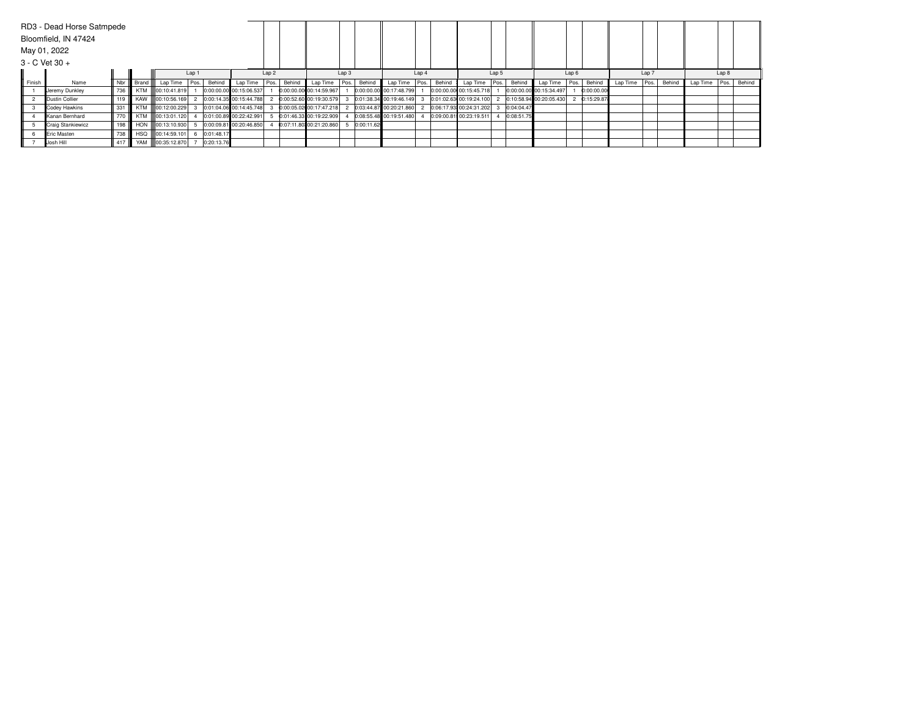RD3 - Dead Horse Satmpede

Bloomfield, IN 47424

May 01, 2022

3 - C Vet 30 +

| | | | | Lap 1 | | | Lap 2 | | | Lap 3 | | | Lap 4 | | | Lap 5 | | | Lap 6 | | | Lap 7 | | | Lap 8 | | |
|---|---|---|---|---|---|---|---|---|---|---|---|---|---|---|---|---|---|---|---|---|---|---|---|---|---|---|---|
| Finish | Name | Nbr | Brand | Lap Time | Pos. | Behind | Lap Time | Pos. | Behind | Lap Time | Pos. | Behind | Lap Time | Pos. | Behind | Lap Time | Pos. | Behind | Lap Time | Pos. | Behind | Lap Time | Pos. | Behind | Lap Time | Pos. | Behind |
| 1 | Jeremy Dunkley | 736 | KTM | 00:10:41.819 | 1 | 0:00:00.00 | 00:15:06.537 | 1 | 0:00:00.00 | 00:14:59.967 | 1 | 0:00:00.00 | 00:17:48.799 | 1 | 0:00:00.00 | 00:15:45.718 | 1 | 0:00:00.00 | 00:15:34.497 | 1 | 0:00:00.00 | | | | | | |
| 2 | Dustin Collier | 119 | KAW | 00:10:56.169 | 2 | 0:00:14.35 | 00:15:44.788 | 2 | 0:00:52.60 | 00:19:30.579 | 3 | 0:01:38.34 | 00:19:46.149 | 3 | 0:01:02.63 | 00:19:24.100 | 2 | 0:10:58.94 | 00:20:05.430 | 2 | 0:15:29.87 | | | | | | |
| 3 | Codey Hawkins | 331 | KTM | 00:12:00.229 | 3 | 0:01:04.06 | 00:14:45.748 | 3 | 0:00:05.02 | 00:17:47.218 | 2 | 0:03:44.87 | 00:20:21.860 | 2 | 0:06:17.93 | 00:24:31.202 | 3 | 0:04:04.47 | | | | | | | | | |
| 4 | Kanan Bernhard | 770 | KTM | 00:13:01.120 | 4 | 0:01:00.89 | 00:22:42.991 | 5 | 0:01:46.33 | 00:19:22.909 | 4 | 0:08:55.48 | 00:19:51.480 | 4 | 0:09:00.81 | 00:23:19.511 | 4 | 0:08:51.75 | | | | | | | | | |
| 5 | Craig Stankiewicz | 198 | HON | 00:13:10.930 | 5 | 0:00:09.81 | 00:20:46.850 | 4 | 0:07:11.80 | 00:21:20.860 | 5 | 0:00:11.62 | | | | | | | | | | | | | | | |
| 6 | Eric Masten | 738 | HSQ | 00:14:59.101 | 6 | 0:01:48.17 | | | | | | | | | | | | | | | | | | | | | |
| 7 | Josh Hill | 417 | YAM | 00:35:12.870 | 7 | 0:20:13.76 | | | | | | | | | | | | | | | | | | | | | |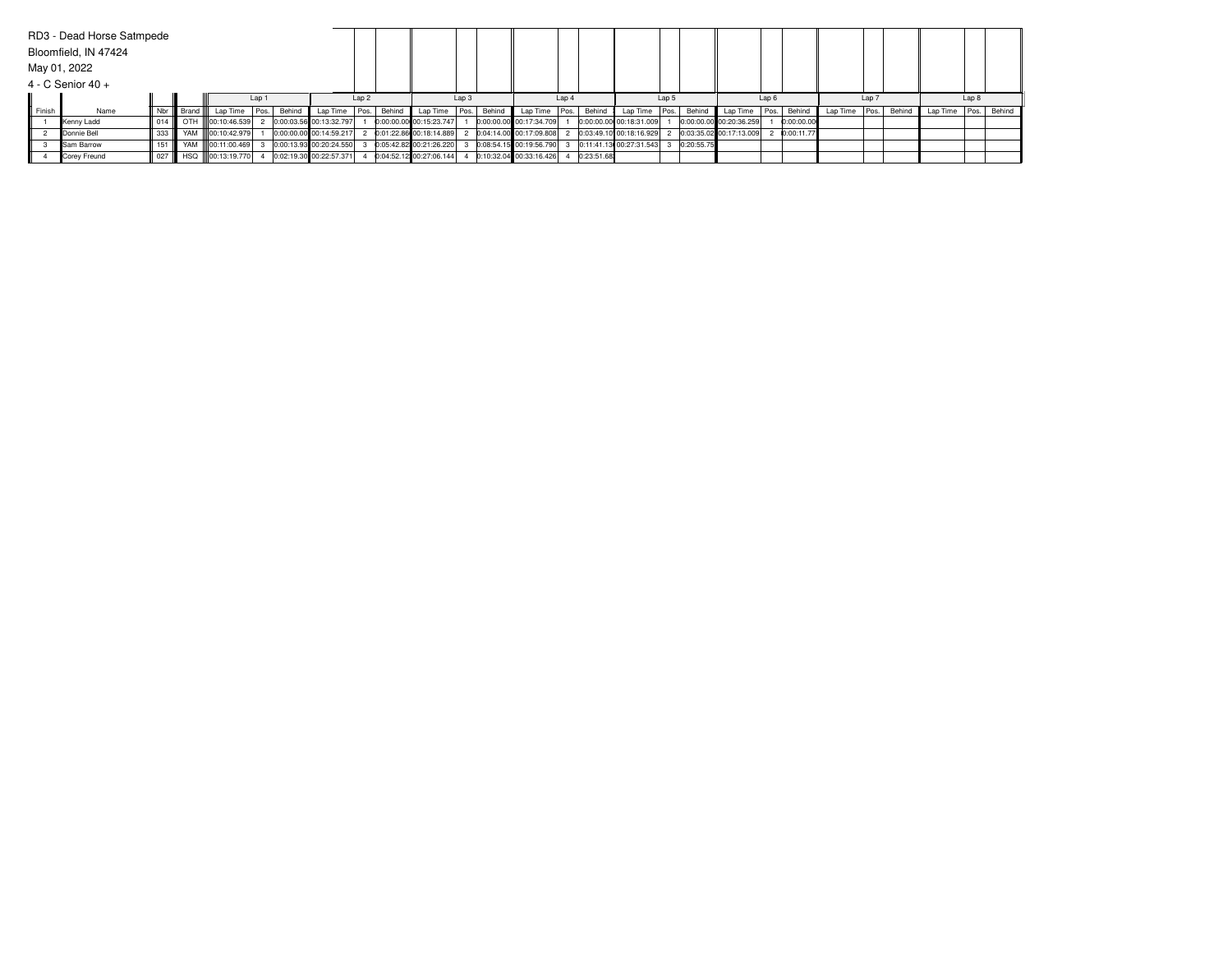RD3 - Dead Horse Satmpede

Bloomfield, IN 47424

May 01, 2022

4 - C Senior 40 +

| Finish | Name | Nbr | Brand | Lap 1 | | | Lap 2 | | | Lap 3 | | | Lap 4 | | | Lap 5 | | | Lap 6 | | | Lap 7 | | | Lap 8 | | |
|---|---|---|---|---|---|---|---|---|---|---|---|---|---|---|---|---|---|---|---|---|---|---|---|---|---|---|---|
| | | | | Lap Time | Pos. | Behind | Lap Time | Pos. | Behind | Lap Time | Pos. | Behind | Lap Time | Pos. | Behind | Lap Time | Pos. | Behind | Lap Time | Pos. | Behind | Lap Time | Pos. | Behind | Lap Time | Pos. | Behind |
| 1 | Kenny Ladd | 014 | OTH | 00:10:46.539 | 2 | 0:00:03.56 | 00:13:32.797 | 1 | 0:00:00.00 | 00:15:23.747 | 1 | 0:00:00.00 | 00:17:34.709 | 1 | 0:00:00.00 | 00:18:31.009 | 1 | 0:00:00.00 | 00:20:36.259 | 1 | 0:00:00.00 | | | | | | |
| 2 | Donnie Bell | 333 | YAM | 00:10:42.979 | 1 | 0:00:00.00 | 00:14:59.217 | 2 | 0:01:22.86 | 00:18:14.889 | 2 | 0:04:14.00 | 00:17:09.808 | 2 | 0:03:49.10 | 00:18:16.929 | 2 | 0:03:35.02 | 00:17:13.009 | 2 | 0:00:11.77 | | | | | | |
| 3 | Sam Barrow | 151 | YAM | 00:11:00.469 | 3 | 0:00:13.93 | 00:20:24.550 | 3 | 0:05:42.82 | 00:21:26.220 | 3 | 0:08:54.15 | 00:19:56.790 | 3 | 0:11:41.13 | 00:27:31.543 | 3 | 0:20:55.75 | | | | | | | | | |
| 4 | Corey Freund | 027 | HSQ | 00:13:19.770 | 4 | 0:02:19.30 | 00:22:57.371 | 4 | 0:04:52.12 | 00:27:06.144 | 4 | 0:10:32.04 | 00:33:16.426 | 4 | 0:23:51.68 | | | | | | | | | | | | |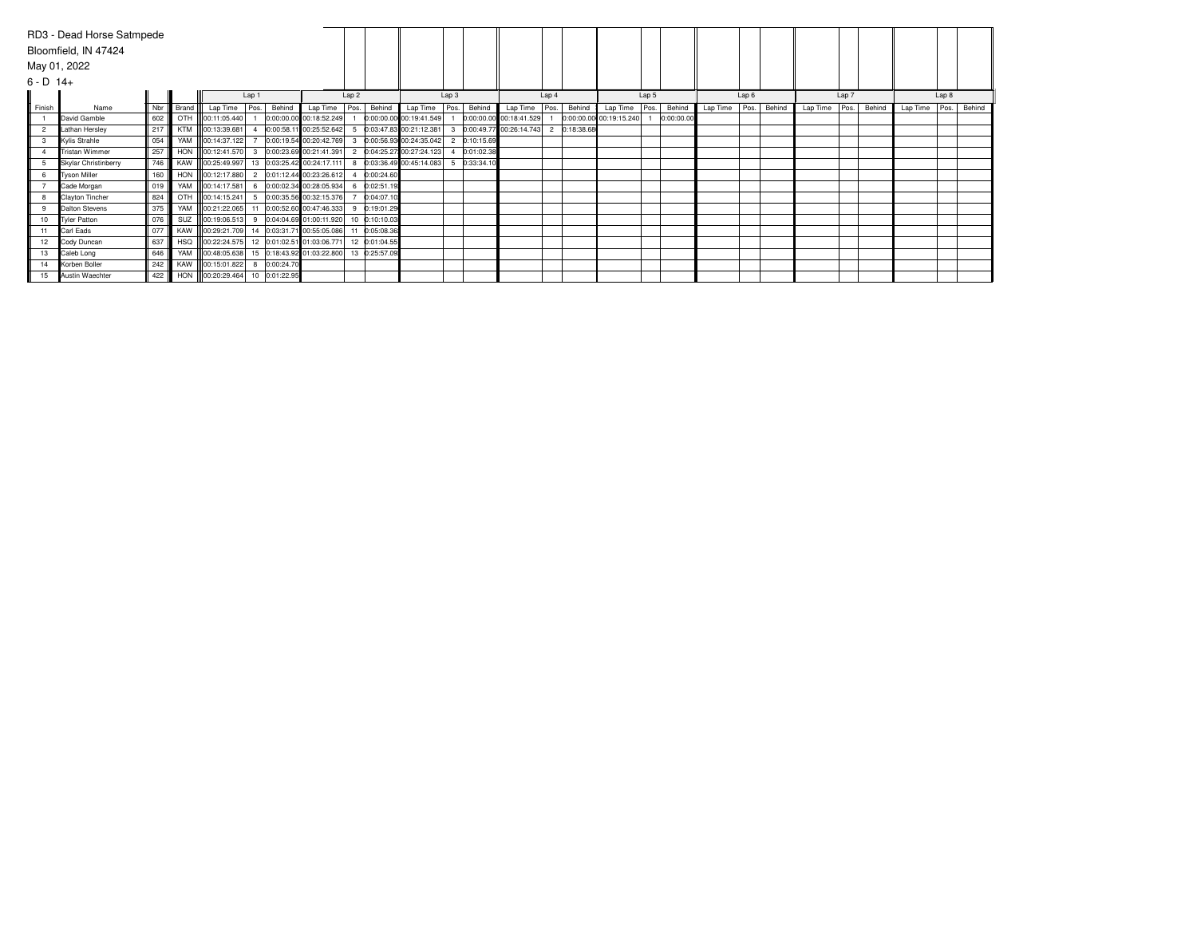RD3 - Dead Horse Satmpede

Bloomfield, IN 47424

May 01, 2022

6 - D 14+

| Finish | Name | Nbr | Brand | Lap 1 | | | Lap 2 | | | Lap 3 | | | Lap 4 | | | Lap 5 | | | Lap 6 | | | Lap 7 | | | Lap 8 | | |
|---|---|---|---|---|---|---|---|---|---|---|---|---|---|---|---|---|---|---|---|---|---|---|---|---|---|---|---|
| | | | | Lap Time | Pos. | Behind | Lap Time | Pos. | Behind | Lap Time | Pos. | Behind | Lap Time | Pos. | Behind | Lap Time | Pos. | Behind | Lap Time | Pos. | Behind | Lap Time | Pos. | Behind | Lap Time | Pos. | Behind |
| 1 | David Gamble | 602 | OTH | 00:11:05.440 | 1 | 0:00:00.00 | 00:18:52.249 | 1 | 0:00:00.00 | 00:19:41.549 | 1 | 0:00:00.00 | 00:18:41.529 | 1 | 0:00:00.00 | 00:19:15.240 | 1 | 0:00:00.00 | | | | | | | | | |
| 2 | Lathan Hersley | 217 | KTM | 00:13:39.681 | 4 | 0:00:58.11 | 00:25:52.642 | 5 | 0:03:47.83 | 00:21:12.381 | 3 | 0:00:49.77 | 00:26:14.743 | 2 | 0:18:38.68 | | | | | | | | | | | | |
| 3 | Kylis Strahle | 054 | YAM | 00:14:37.122 | 7 | 0:00:19.54 | 00:20:42.769 | 3 | 0:00:56.93 | 00:24:35.042 | 2 | 0:10:15.69 | | | | | | | | | | | | | | | |
| 4 | Tristan Wimmer | 257 | HON | 00:12:41.570 | 3 | 0:00:23.69 | 00:21:41.391 | 2 | 0:04:25.27 | 00:27:24.123 | 4 | 0:01:02.38 | | | | | | | | | | | | | | | |
| 5 | Skylar Christinberry | 746 | KAW | 00:25:49.997 | 13 | 0:03:25.42 | 00:24:17.111 | 8 | 0:03:36.49 | 00:45:14.083 | 5 | 0:33:34.10 | | | | | | | | | | | | | | | |
| 6 | Tyson Miller | 160 | HON | 00:12:17.880 | 2 | 0:01:12.44 | 00:23:26.612 | 4 | 0:00:24.60 | | | | | | | | | | | | | | | | | | |
| 7 | Cade Morgan | 019 | YAM | 00:14:17.581 | 6 | 0:00:02.34 | 00:28:05.934 | 6 | 0:02:51.19 | | | | | | | | | | | | | | | | | | |
| 8 | Clayton Tincher | 824 | OTH | 00:14:15.241 | 5 | 0:00:35.56 | 00:32:15.376 | 7 | 0:04:07.10 | | | | | | | | | | | | | | | | | | |
| 9 | Dalton Stevens | 375 | YAM | 00:21:22.065 | 11 | 0:00:52.60 | 00:47:46.333 | 9 | 0:19:01.29 | | | | | | | | | | | | | | | | | | |
| 10 | Tyler Patton | 076 | SUZ | 00:19:06.513 | 9 | 0:04:04.69 | 01:00:11.920 | 10 | 0:10:10.03 | | | | | | | | | | | | | | | | | | |
| 11 | Carl Eads | 077 | KAW | 00:29:21.709 | 14 | 0:03:31.71 | 00:55:05.086 | 11 | 0:05:08.36 | | | | | | | | | | | | | | | | | | |
| 12 | Cody Duncan | 637 | HSQ | 00:22:24.575 | 12 | 0:01:02.51 | 01:03:06.771 | 12 | 0:01:04.55 | | | | | | | | | | | | | | | | | | |
| 13 | Caleb Long | 646 | YAM | 00:48:05.638 | 15 | 0:18:43.92 | 01:03:22.800 | 13 | 0:25:57.09 | | | | | | | | | | | | | | | | | | |
| 14 | Korben Boller | 242 | KAW | 00:15:01.822 | 8 | 0:00:24.70 | | | | | | | | | | | | | | | | | | | | | |
| 15 | Austin Waechter | 422 | HON | 00:20:29.464 | 10 | 0:01:22.95 | | | | | | | | | | | | | | | | | | | | | |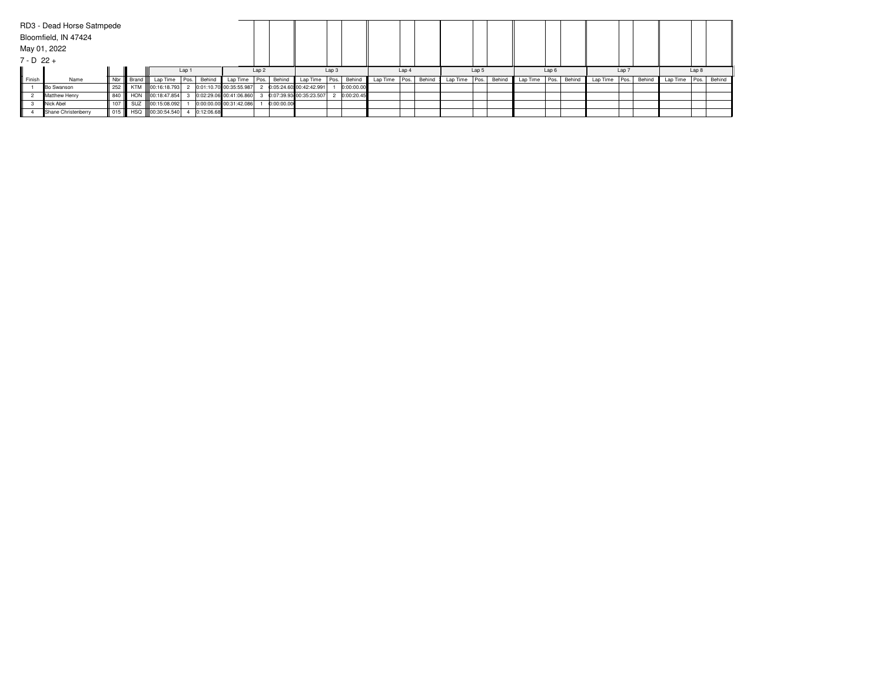RD3 - Dead Horse Satmpede

Bloomfield, IN 47424

May 01, 2022

7 - D 22 +

| Finish | Name | Nbr | Brand | Lap 1 | | | Lap 2 | | | Lap 3 | | | Lap 4 | | | Lap 5 | | | Lap 6 | | | Lap 7 | | | Lap 8 | | |
|---|---|---|---|---|---|---|---|---|---|---|---|---|---|---|---|---|---|---|---|---|---|---|---|---|---|---|---|
| | | | | Lap Time | Pos. | Behind | Lap Time | Pos. | Behind | Lap Time | Pos. | Behind | Lap Time | Pos. | Behind | Lap Time | Pos. | Behind | Lap Time | Pos. | Behind | Lap Time | Pos. | Behind | Lap Time | Pos. | Behind |
| 1 | Bo Swanson | 252 | KTM | 00:16:18.793 | 2 | 0:01:10.70 | 00:35:55.987 | 2 | 0:05:24.60 | 00:42:42.991 | 1 | 0:00:00.00 | | | | | | | | | | | | | | | |
| 2 | Matthew Henry | 840 | HON | 00:18:47.854 | 3 | 0:02:29.06 | 00:41:06.860 | 3 | 0:07:39.93 | 00:35:23.507 | 2 | 0:00:20.45 | | | | | | | | | | | | | | | |
| 3 | Nick Abel | 107 | SUZ | 00:15:08.092 | 1 | 0:00:00.00 | 00:31:42.086 | 1 | 0:00:00.00 | | | | | | | | | | | | | | | | | | |
| 4 | Shane Christenberry | 015 | HSQ | 00:30:54.540 | 4 | 0:12:06.68 | | | | | | | | | | | | | | | | | | | | | |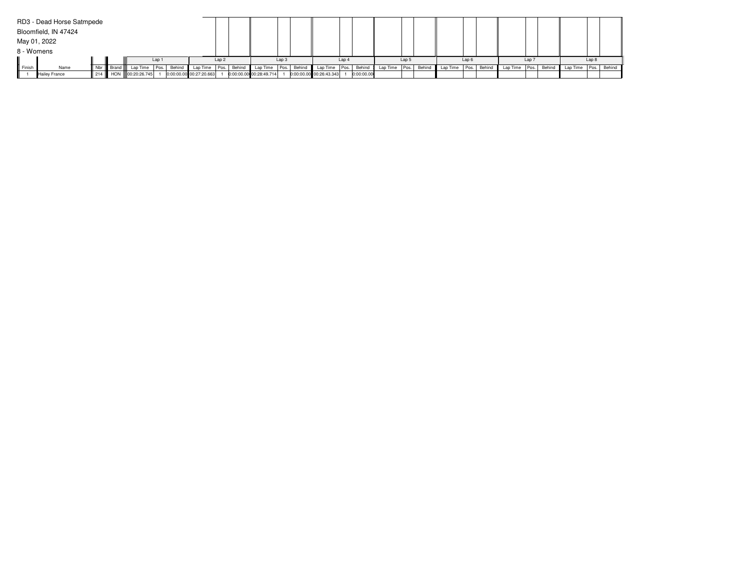RD3 - Dead Horse Satmpede

Bloomfield, IN 47424

May 01, 2022

8 - Womens

| | | | | Lap 1 | | | Lap 2 | | | Lap 3 | | | Lap 4 | | | Lap 5 | | | Lap 6 | | | Lap 7 | | | Lap 8 | | |
|---|---|---|---|---|---|---|---|---|---|---|---|---|---|---|---|---|---|---|---|---|---|---|---|---|---|---|---|
| Finish | Name | Nbr | Brand | Lap Time | Pos. | Behind | Lap Time | Pos. | Behind | Lap Time | Pos. | Behind | Lap Time | Pos. | Behind | Lap Time | Pos. | Behind | Lap Time | Pos. | Behind | Lap Time | Pos. | Behind | Lap Time | Pos. | Behind |
| 1 | Hailey France | 214 | HON | 00:20:26.745 | 1 | 0:00:00.00 | 00:27:20.663 | 1 | 0:00:00.00 | 00:28:49.714 | 1 | 0:00:00.00 | 00:26:43.343 | 1 | 0:00:00.00 | | | | | | | | | | | | |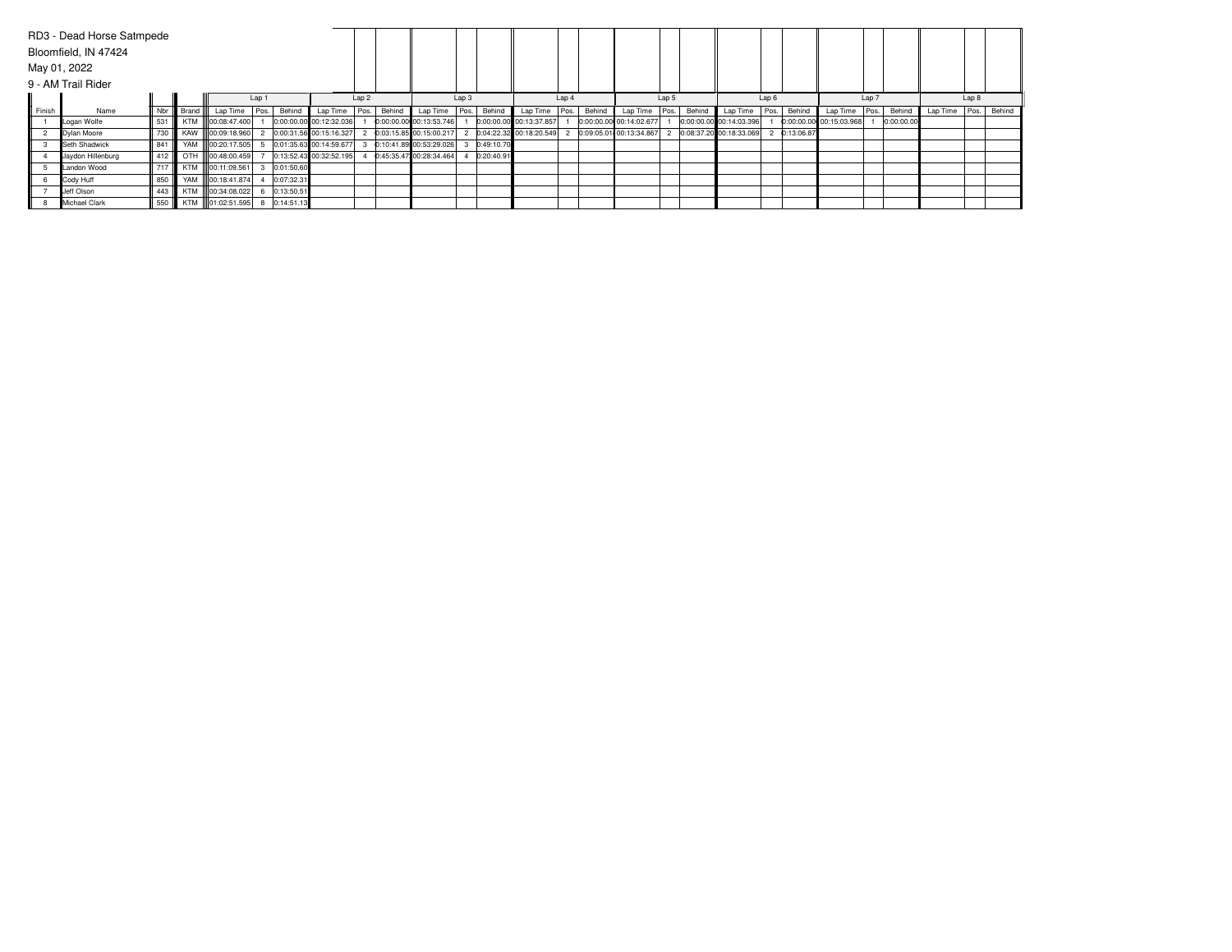RD3 - Dead Horse Satmpede

Bloomfield, IN 47424

May 01, 2022

9 - AM Trail Rider

| | | | | Lap 1 | | | Lap 2 | | | Lap 3 | | | Lap 4 | | | Lap 5 | | | Lap 6 | | | Lap 7 | | | Lap 8 | | |
|---|---|---|---|---|---|---|---|---|---|---|---|---|---|---|---|---|---|---|---|---|---|---|---|---|---|---|---|
| Finish | Name | Nbr | Brand | Lap Time | Pos. | Behind | Lap Time | Pos. | Behind | Lap Time | Pos. | Behind | Lap Time | Pos. | Behind | Lap Time | Pos. | Behind | Lap Time | Pos. | Behind | Lap Time | Pos. | Behind | Lap Time | Pos. | Behind |
| 1 | Logan Wolfe | 531 | KTM | 00:08:47.400 | 1 | 0:00:00.00 | 00:12:32.036 | 1 | 0:00:00.00 | 00:13:53.746 | 1 | 0:00:00.00 | 00:13:37.857 | 1 | 0:00:00.00 | 00:14:02.677 | 1 | 0:00:00.00 | 00:14:03.396 | 1 | 0:00:00.00 | 00:15:03.968 | 1 | 0:00:00.00 | | | |
| 2 | Dylan Moore | 730 | KAW | 00:09:18.960 | 2 | 0:00:31.56 | 00:15:16.327 | 2 | 0:03:15.85 | 00:15:00.217 | 2 | 0:04:22.32 | 00:18:20.549 | 2 | 0:09:05.01 | 00:13:34.867 | 2 | 0:08:37.20 | 00:18:33.069 | 2 | 0:13:06.87 | | | | | | |
| 3 | Seth Shadwick | 841 | YAM | 00:20:17.505 | 5 | 0:01:35.63 | 00:14:59.677 | 3 | 0:10:41.89 | 00:53:29.026 | 3 | 0:49:10.70 | | | | | | | | | | | | | | | |
| 4 | Jaydon Hillenburg | 412 | OTH | 00:48:00.459 | 7 | 0:13:52.43 | 00:32:52.195 | 4 | 0:45:35.47 | 00:28:34.464 | 4 | 0:20:40.91 | | | | | | | | | | | | | | | |
| 5 | Landon Wood | 717 | KTM | 00:11:09.561 | 3 | 0:01:50.60 | | | | | | | | | | | | | | | | | | | | | |
| 6 | Cody Huff | 850 | YAM | 00:18:41.874 | 4 | 0:07:32.31 | | | | | | | | | | | | | | | | | | | | | |
| 7 | Jeff Olson | 443 | KTM | 00:34:08.022 | 6 | 0:13:50.51 | | | | | | | | | | | | | | | | | | | | | |
| 8 | Michael Clark | 550 | KTM | 01:02:51.595 | 8 | 0:14:51.13 | | | | | | | | | | | | | | | | | | | | | |